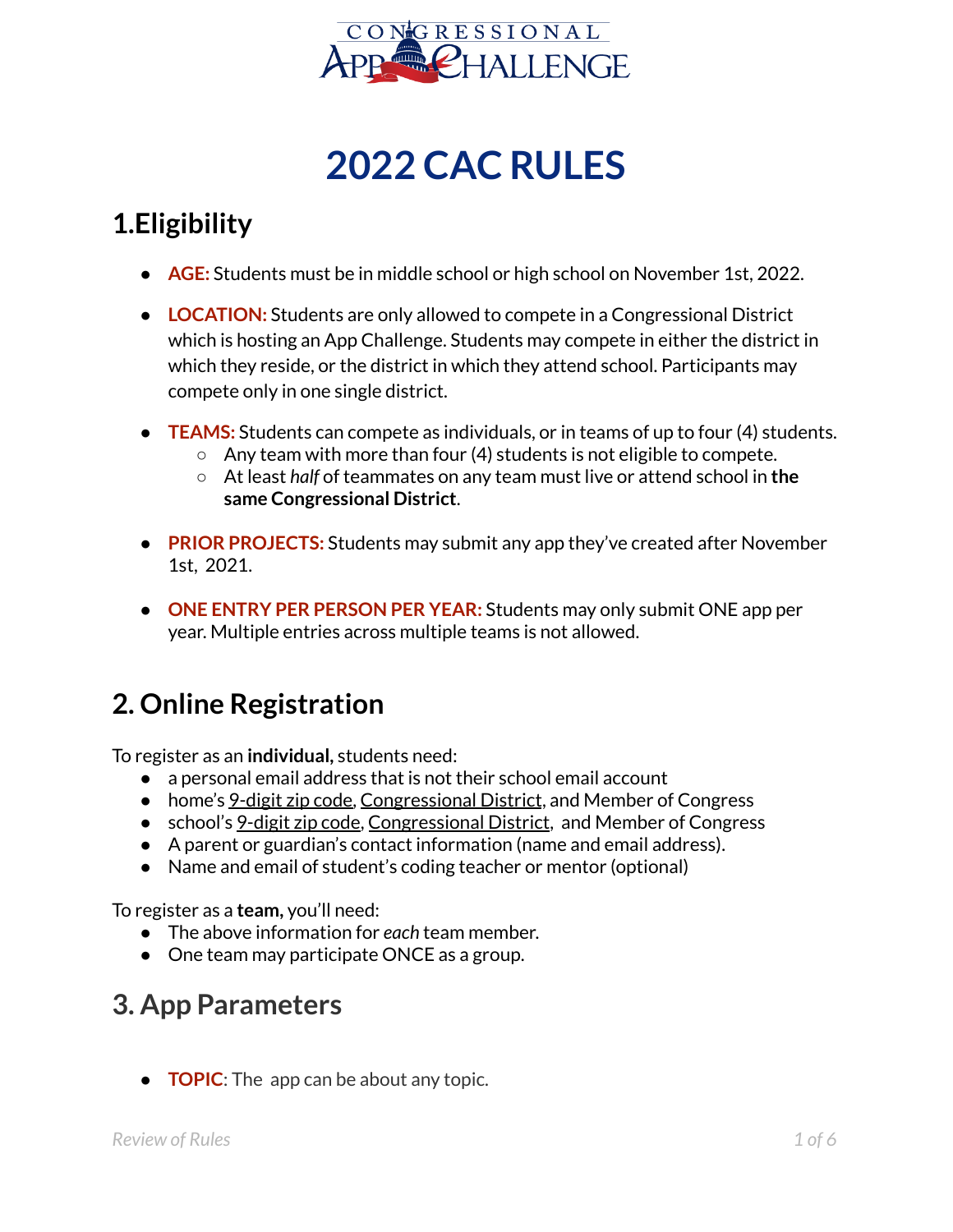# 2022 CAC RULES

## 1.Eligibility

- **AGE:** Students must be in middle school or high school on November 1st, 2022.
- **LOCATION:** Students are only allowed to compete in a Congressional District which is hosting an App Challenge. Students may compete in either the district in which they reside, or the district in which they attend school. Participants may compete only in one single district.
- **TEAMS:** Students can compete as individuals, or in teams of up to four (4) students.
  - Any team with more than four (4) students is not eligible to compete.
  - At least *half* of teammates on any team must live or attend school in **the same Congressional District**.
- **PRIOR PROJECTS:** Students may submit any app they've created after November 1st, 2021.
- **ONE ENTRY PER PERSON PER YEAR:** Students may only submit ONE app per year. Multiple entries across multiple teams is not allowed.

## 2. Online Registration

To register as an **individual,** students need:

- a personal email address that is not their school email account
- home's 9-digit zip code, Congressional District, and Member of Congress
- school's 9-digit zip code, Congressional District, and Member of Congress
- A parent or guardian's contact information (name and email address).
- Name and email of student's coding teacher or mentor (optional)

To register as a **team,** you'll need:

- The above information for *each* team member.
- One team may participate ONCE as a group.

## 3. App Parameters

- **TOPIC**: The app can be about any topic.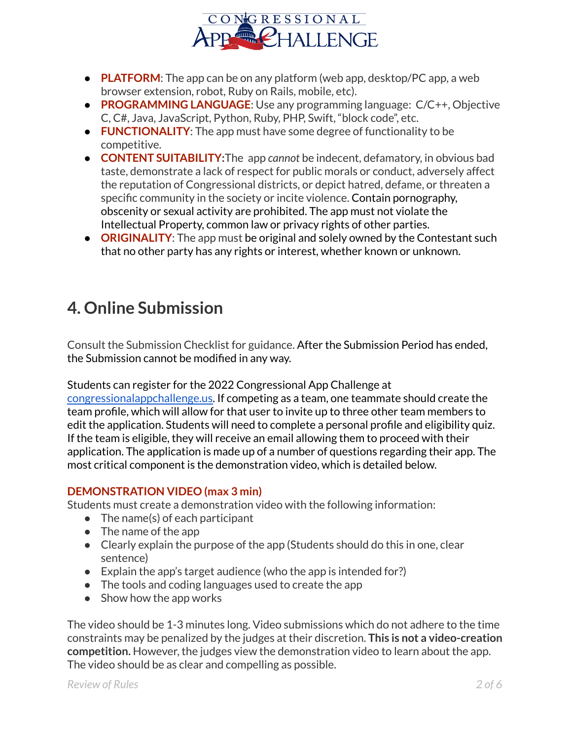- **PLATFORM**: The app can be on any platform (web app, desktop/PC app, a web browser extension, robot, Ruby on Rails, mobile, etc).
- **PROGRAMMING LANGUAGE**: Use any programming language: C/C++, Objective C, C#, Java, JavaScript, Python, Ruby, PHP, Swift, "block code", etc.
- **FUNCTIONALITY**: The app must have some degree of functionality to be competitive.
- **CONTENT SUITABILITY:** The app *cannot* be indecent, defamatory, in obvious bad taste, demonstrate a lack of respect for public morals or conduct, adversely affect the reputation of Congressional districts, or depict hatred, defame, or threaten a specific community in the society or incite violence. Contain pornography, obscenity or sexual activity are prohibited. The app must not violate the Intellectual Property, common law or privacy rights of other parties.
- **ORIGINALITY**: The app must be original and solely owned by the Contestant such that no other party has any rights or interest, whether known or unknown.

## 4. Online Submission

Consult the Submission Checklist for guidance. After the Submission Period has ended, the Submission cannot be modified in any way.

Students can register for the 2022 Congressional App Challenge at congressionalappchallenge.us. If competing as a team, one teammate should create the team profile, which will allow for that user to invite up to three other team members to edit the application. Students will need to complete a personal profile and eligibility quiz. If the team is eligible, they will receive an email allowing them to proceed with their application. The application is made up of a number of questions regarding their app. The most critical component is the demonstration video, which is detailed below.

### DEMONSTRATION VIDEO (max 3 min)

Students must create a demonstration video with the following information:

- The name(s) of each participant
- The name of the app
- Clearly explain the purpose of the app (Students should do this in one, clear sentence)
- Explain the app's target audience (who the app is intended for?)
- The tools and coding languages used to create the app
- Show how the app works

The video should be 1-3 minutes long. Video submissions which do not adhere to the time constraints may be penalized by the judges at their discretion. **This is not a video-creation competition.** However, the judges view the demonstration video to learn about the app. The video should be as clear and compelling as possible.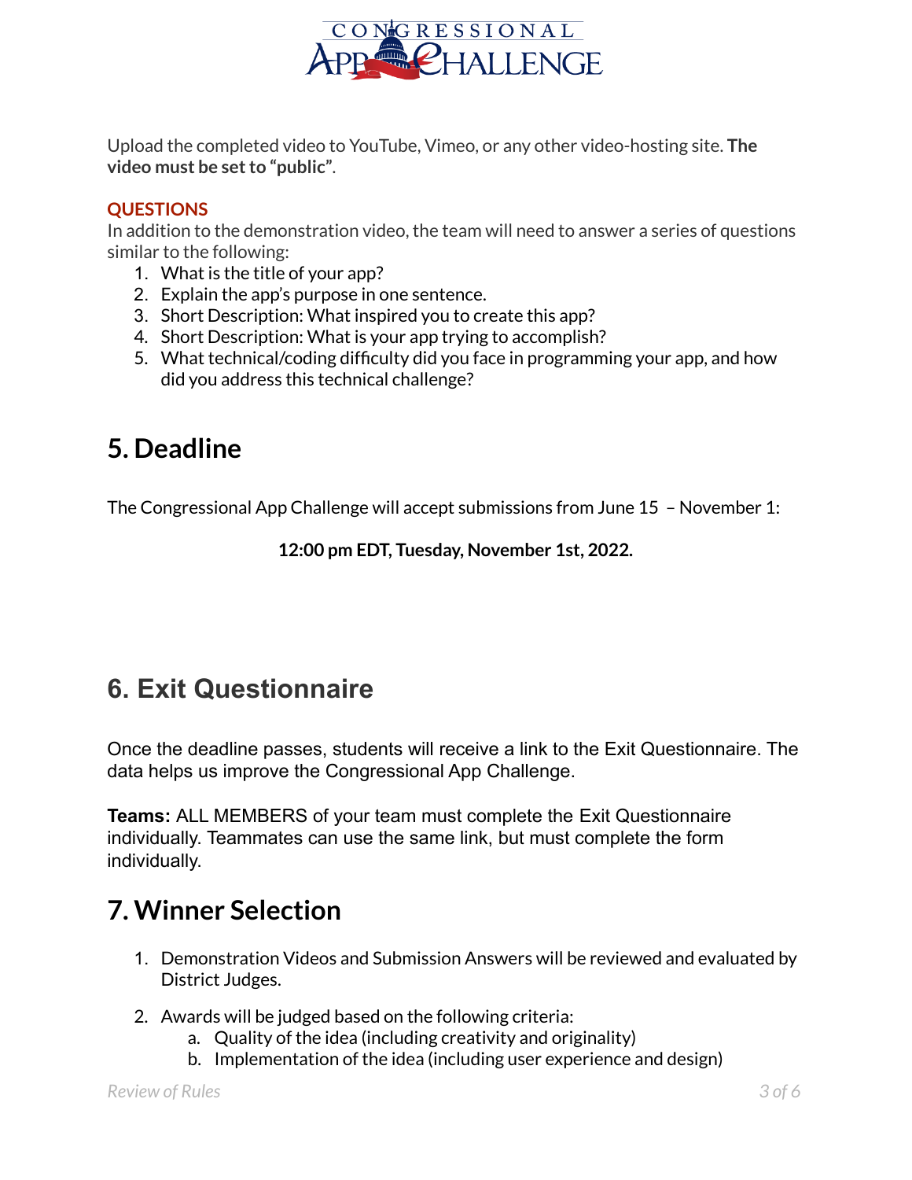Upload the completed video to YouTube, Vimeo, or any other video-hosting site. **The video must be set to "public"**.

**QUESTIONS**

In addition to the demonstration video, the team will need to answer a series of questions similar to the following:

1. What is the title of your app?
2. Explain the app's purpose in one sentence.
3. Short Description: What inspired you to create this app?
4. Short Description: What is your app trying to accomplish?
5. What technical/coding difficulty did you face in programming your app, and how did you address this technical challenge?

## 5. Deadline

The Congressional App Challenge will accept submissions from June 15 – November 1:

**12:00 pm EDT, Tuesday, November 1st, 2022.**

## 6. Exit Questionnaire

Once the deadline passes, students will receive a link to the Exit Questionnaire. The data helps us improve the Congressional App Challenge.

**Teams:** ALL MEMBERS of your team must complete the Exit Questionnaire individually. Teammates can use the same link, but must complete the form individually.

## 7. Winner Selection

1. Demonstration Videos and Submission Answers will be reviewed and evaluated by District Judges.
2. Awards will be judged based on the following criteria:
   a. Quality of the idea (including creativity and originality)
   b. Implementation of the idea (including user experience and design)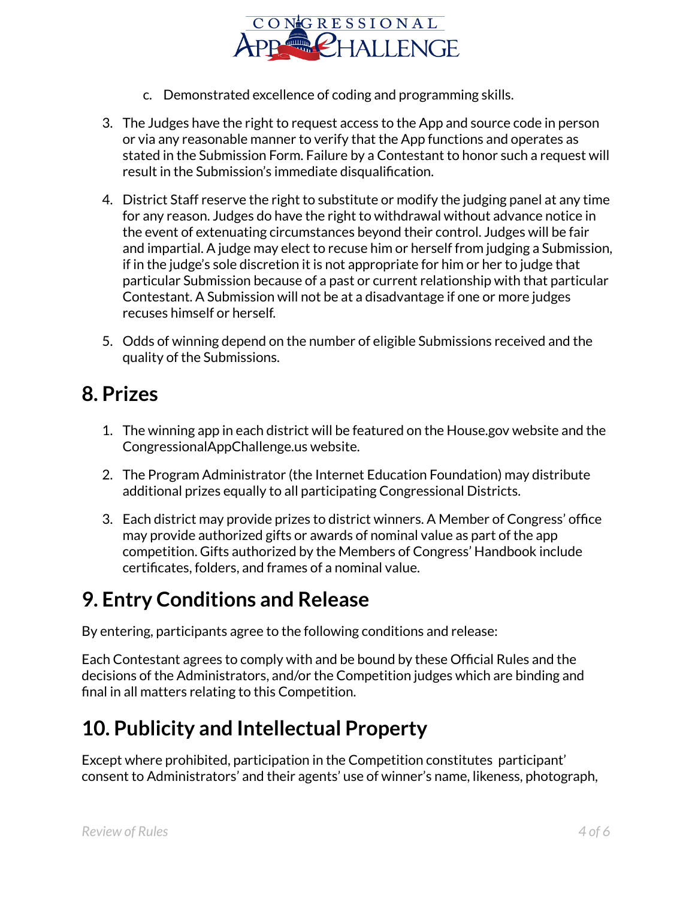c. Demonstrated excellence of coding and programming skills.

3. The Judges have the right to request access to the App and source code in person or via any reasonable manner to verify that the App functions and operates as stated in the Submission Form. Failure by a Contestant to honor such a request will result in the Submission's immediate disqualification.

4. District Staff reserve the right to substitute or modify the judging panel at any time for any reason. Judges do have the right to withdrawal without advance notice in the event of extenuating circumstances beyond their control. Judges will be fair and impartial. A judge may elect to recuse him or herself from judging a Submission, if in the judge's sole discretion it is not appropriate for him or her to judge that particular Submission because of a past or current relationship with that particular Contestant. A Submission will not be at a disadvantage if one or more judges recuses himself or herself.

5. Odds of winning depend on the number of eligible Submissions received and the quality of the Submissions.

## 8. Prizes

1. The winning app in each district will be featured on the House.gov website and the CongressionalAppChallenge.us website.

2. The Program Administrator (the Internet Education Foundation) may distribute additional prizes equally to all participating Congressional Districts.

3. Each district may provide prizes to district winners. A Member of Congress' office may provide authorized gifts or awards of nominal value as part of the app competition. Gifts authorized by the Members of Congress' Handbook include certificates, folders, and frames of a nominal value.

## 9. Entry Conditions and Release

By entering, participants agree to the following conditions and release:

Each Contestant agrees to comply with and be bound by these Official Rules and the decisions of the Administrators, and/or the Competition judges which are binding and final in all matters relating to this Competition.

## 10. Publicity and Intellectual Property

Except where prohibited, participation in the Competition constitutes participant' consent to Administrators' and their agents' use of winner's name, likeness, photograph,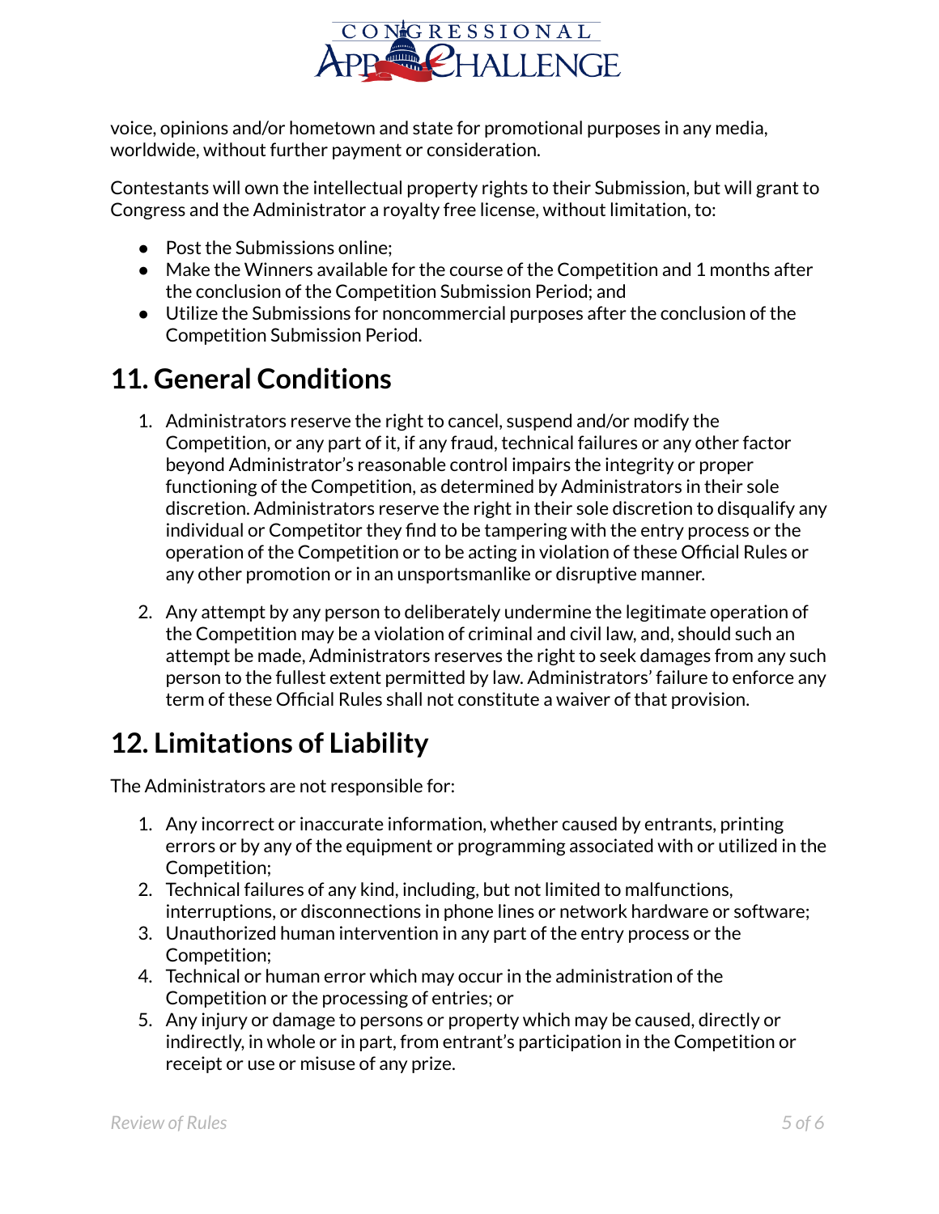voice, opinions and/or hometown and state for promotional purposes in any media, worldwide, without further payment or consideration.

Contestants will own the intellectual property rights to their Submission, but will grant to Congress and the Administrator a royalty free license, without limitation, to:

- Post the Submissions online;
- Make the Winners available for the course of the Competition and 1 months after the conclusion of the Competition Submission Period; and
- Utilize the Submissions for noncommercial purposes after the conclusion of the Competition Submission Period.

# 11. General Conditions

1. Administrators reserve the right to cancel, suspend and/or modify the Competition, or any part of it, if any fraud, technical failures or any other factor beyond Administrator's reasonable control impairs the integrity or proper functioning of the Competition, as determined by Administrators in their sole discretion. Administrators reserve the right in their sole discretion to disqualify any individual or Competitor they find to be tampering with the entry process or the operation of the Competition or to be acting in violation of these Official Rules or any other promotion or in an unsportsmanlike or disruptive manner.

2. Any attempt by any person to deliberately undermine the legitimate operation of the Competition may be a violation of criminal and civil law, and, should such an attempt be made, Administrators reserves the right to seek damages from any such person to the fullest extent permitted by law. Administrators' failure to enforce any term of these Official Rules shall not constitute a waiver of that provision.

# 12. Limitations of Liability

The Administrators are not responsible for:

1. Any incorrect or inaccurate information, whether caused by entrants, printing errors or by any of the equipment or programming associated with or utilized in the Competition;
2. Technical failures of any kind, including, but not limited to malfunctions, interruptions, or disconnections in phone lines or network hardware or software;
3. Unauthorized human intervention in any part of the entry process or the Competition;
4. Technical or human error which may occur in the administration of the Competition or the processing of entries; or
5. Any injury or damage to persons or property which may be caused, directly or indirectly, in whole or in part, from entrant's participation in the Competition or receipt or use or misuse of any prize.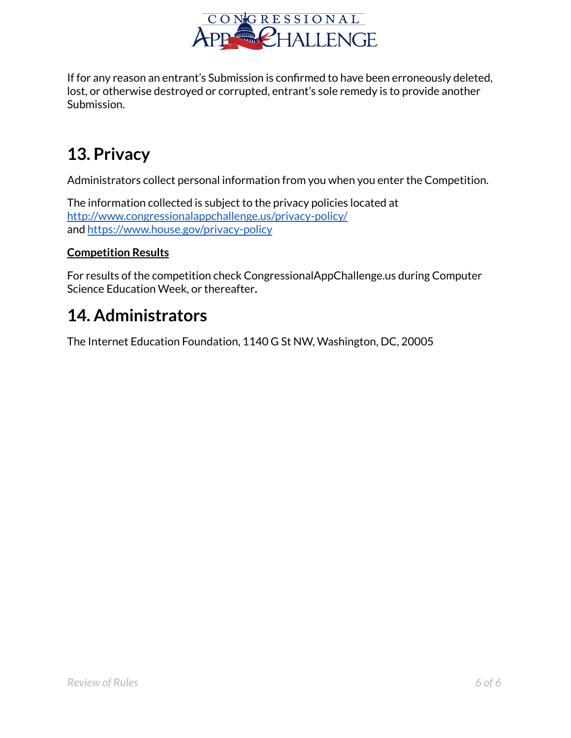If for any reason an entrant's Submission is confirmed to have been erroneously deleted, lost, or otherwise destroyed or corrupted, entrant's sole remedy is to provide another Submission.

## 13. Privacy

Administrators collect personal information from you when you enter the Competition.

The information collected is subject to the privacy policies located at http://www.congressionalappchallenge.us/privacy-policy/ and https://www.house.gov/privacy-policy

**Competition Results**

For results of the competition check CongressionalAppChallenge.us during Computer Science Education Week, or thereafter**.**

## 14. Administrators

The Internet Education Foundation, 1140 G St NW, Washington, DC, 20005